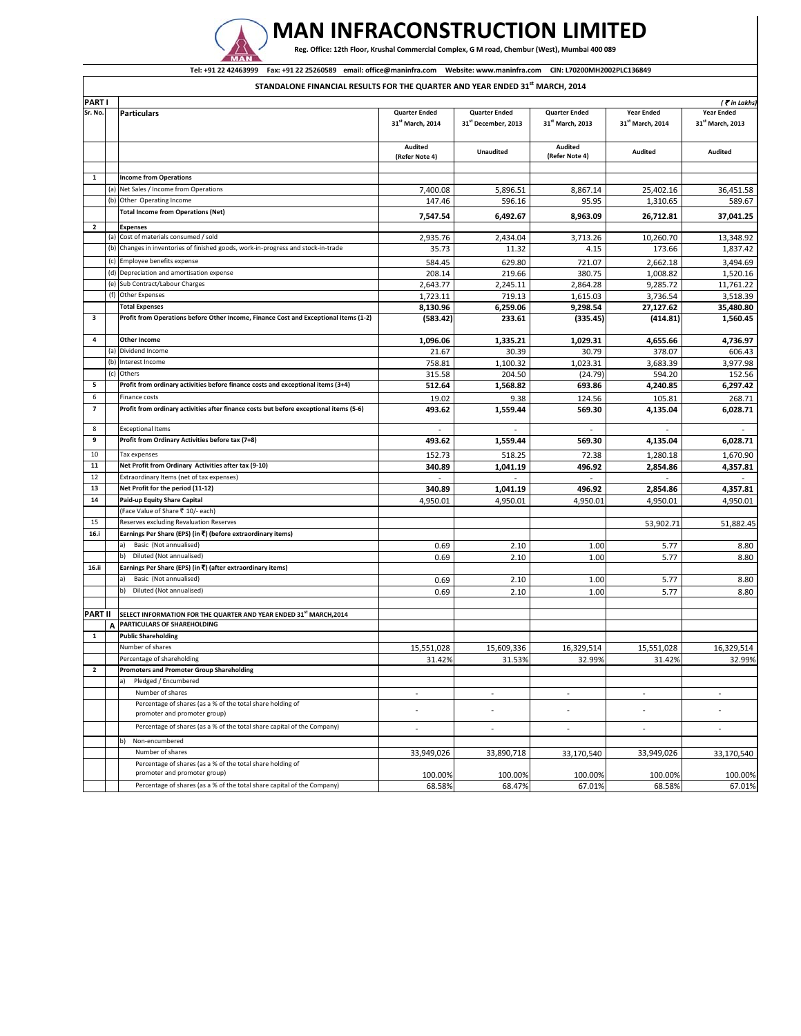# MAN INFRACONSTRUCTION LIMITED

**Reg. Office: 12th Floor, Krushal Commercial Complex, G M road, Chembur (West), Mumbai 400 089**

**Tel: +91 22 42463999 Fax: +91 22 25260589 email: office@maninfra.com Website: www.maninfra.com CIN: L70200MH2002PLC136849**

## STANDALONE FINANCIAL RESULTS FOR THE QUARTER AND YEAR ENDED 31st MARCH, 2014

**PART I** *( ₹ in Lakhs)*

| Sr. No. | | Particulars | Quarter Ended 31st March, 2014 | Quarter Ended 31st December, 2013 | Quarter Ended 31st March, 2013 | Year Ended 31st March, 2014 | Year Ended 31st March, 2013 |
|---|---|---|---|---|---|---|---|
| | | | Audited (Refer Note 4) | Unaudited | Audited (Refer Note 4) | Audited | Audited |
| **1** | | **Income from Operations** | | | | | |
| | (a) | Net Sales / Income from Operations | 7,400.08 | 5,896.51 | 8,867.14 | 25,402.16 | 36,451.58 |
| | (b) | Other Operating Income | 147.46 | 596.16 | 95.95 | 1,310.65 | 589.67 |
| | | **Total Income from Operations (Net)** | **7,547.54** | **6,492.67** | **8,963.09** | **26,712.81** | **37,041.25** |
| **2** | | **Expenses** | | | | | |
| | (a) | Cost of materials consumed / sold | 2,935.76 | 2,434.04 | 3,713.26 | 10,260.70 | 13,348.92 |
| | (b) | Changes in inventories of finished goods, work-in-progress and stock-in-trade | 35.73 | 11.32 | 4.15 | 173.66 | 1,837.42 |
| | (c) | Employee benefits expense | 584.45 | 629.80 | 721.07 | 2,662.18 | 3,494.69 |
| | (d) | Depreciation and amortisation expense | 208.14 | 219.66 | 380.75 | 1,008.82 | 1,520.16 |
| | (e) | Sub Contract/Labour Charges | 2,643.77 | 2,245.11 | 2,864.28 | 9,285.72 | 11,761.22 |
| | (f) | Other Expenses | 1,723.11 | 719.13 | 1,615.03 | 3,736.54 | 3,518.39 |
| | | **Total Expenses** | **8,130.96** | **6,259.06** | **9,298.54** | **27,127.62** | **35,480.80** |
| **3** | | **Profit from Operations before Other Income, Finance Cost and Exceptional Items (1-2)** | **(583.42)** | **233.61** | **(335.45)** | **(414.81)** | **1,560.45** |
| **4** | | **Other Income** | **1,096.06** | **1,335.21** | **1,029.31** | **4,655.66** | **4,736.97** |
| | (a) | Dividend Income | 21.67 | 30.39 | 30.79 | 378.07 | 606.43 |
| | (b) | Interest Income | 758.81 | 1,100.32 | 1,023.31 | 3,683.39 | 3,977.98 |
| | (c) | Others | 315.58 | 204.50 | (24.79) | 594.20 | 152.56 |
| **5** | | **Profit from ordinary activities before finance costs and exceptional items (3+4)** | **512.64** | **1,568.82** | **693.86** | **4,240.85** | **6,297.42** |
| 6 | | Finance costs | 19.02 | 9.38 | 124.56 | 105.81 | 268.71 |
| **7** | | **Profit from ordinary activities after finance costs but before exceptional items (5-6)** | **493.62** | **1,559.44** | **569.30** | **4,135.04** | **6,028.71** |
| 8 | | Exceptional Items | - | - | - | - | - |
| **9** | | **Profit from Ordinary Activities before tax (7+8)** | **493.62** | **1,559.44** | **569.30** | **4,135.04** | **6,028.71** |
| 10 | | Tax expenses | 152.73 | 518.25 | 72.38 | 1,280.18 | 1,670.90 |
| **11** | | **Net Profit from Ordinary Activities after tax (9-10)** | **340.89** | **1,041.19** | **496.92** | **2,854.86** | **4,357.81** |
| 12 | | Extraordinary Items (net of tax expenses) | - | - | - | - | - |
| **13** | | **Net Profit for the period (11-12)** | **340.89** | **1,041.19** | **496.92** | **2,854.86** | **4,357.81** |
| **14** | | **Paid-up Equity Share Capital** | 4,950.01 | 4,950.01 | 4,950.01 | 4,950.01 | 4,950.01 |
| | | (Face Value of Share ₹ 10/- each) | | | | | |
| 15 | | Reserves excluding Revaluation Reserves | | | | 53,902.71 | 51,882.45 |
| **16.i** | | **Earnings Per Share (EPS) (in ₹) (before extraordinary items)** | | | | | |
| | | a) Basic (Not annualised) | 0.69 | 2.10 | 1.00 | 5.77 | 8.80 |
| | | b) Diluted (Not annualised) | 0.69 | 2.10 | 1.00 | 5.77 | 8.80 |
| **16.ii** | | **Earnings Per Share (EPS) (in ₹) (after extraordinary items)** | | | | | |
| | | a) Basic (Not annualised) | 0.69 | 2.10 | 1.00 | 5.77 | 8.80 |
| | | b) Diluted (Not annualised) | 0.69 | 2.10 | 1.00 | 5.77 | 8.80 |
| **PART II** | | **SELECT INFORMATION FOR THE QUARTER AND YEAR ENDED 31st MARCH,2014** | | | | | |
| | **A** | **PARTICULARS OF SHAREHOLDING** | | | | | |
| **1** | | **Public Shareholding** | | | | | |
| | | Number of shares | 15,551,028 | 15,609,336 | 16,329,514 | 15,551,028 | 16,329,514 |
| | | Percentage of shareholding | 31.42% | 31.53% | 32.99% | 31.42% | 32.99% |
| **2** | | **Promoters and Promoter Group Shareholding** | | | | | |
| | | a) Pledged / Encumbered | | | | | |
| | | Number of shares | - | - | - | - | - |
| | | Percentage of shares (as a % of the total share holding of promoter and promoter group) | - | - | - | - | - |
| | | Percentage of shares (as a % of the total share capital of the Company) | - | - | - | - | - |
| | | b) Non-encumbered | | | | | |
| | | Number of shares | 33,949,026 | 33,890,718 | 33,170,540 | 33,949,026 | 33,170,540 |
| | | Percentage of shares (as a % of the total share holding of promoter and promoter group) | 100.00% | 100.00% | 100.00% | 100.00% | 100.00% |
| | | Percentage of shares (as a % of the total share capital of the Company) | 68.58% | 68.47% | 67.01% | 68.58% | 67.01% |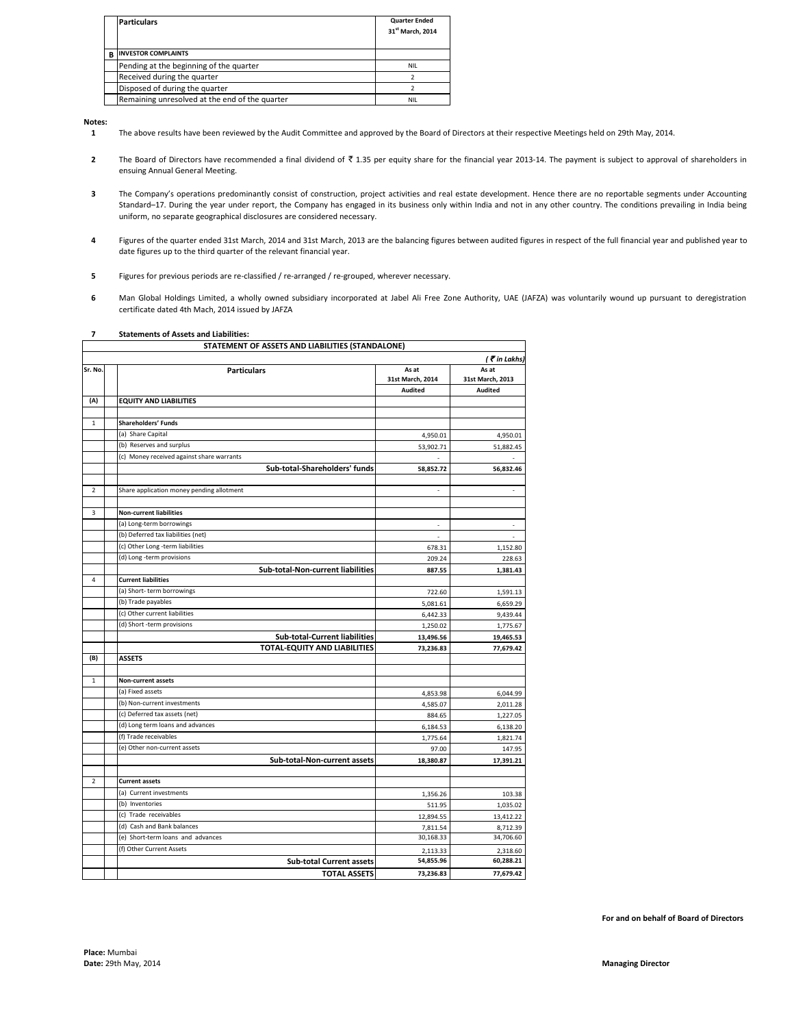| | Particulars | Quarter Ended 31st March, 2014 |
|---|---|---|
| B | INVESTOR COMPLAINTS | |
| | Pending at the beginning of the quarter | NIL |
| | Received during the quarter | 2 |
| | Disposed of during the quarter | 2 |
| | Remaining unresolved at the end of the quarter | NIL |

**Notes:**

1. The above results have been reviewed by the Audit Committee and approved by the Board of Directors at their respective Meetings held on 29th May, 2014.

2. The Board of Directors have recommended a final dividend of ₹ 1.35 per equity share for the financial year 2013-14. The payment is subject to approval of shareholders in ensuing Annual General Meeting.

3. The Company's operations predominantly consist of construction, project activities and real estate development. Hence there are no reportable segments under Accounting Standard–17. During the year under report, the Company has engaged in its business only within India and not in any other country. The conditions prevailing in India being uniform, no separate geographical disclosures are considered necessary.

4. Figures of the quarter ended 31st March, 2014 and 31st March, 2013 are the balancing figures between audited figures in respect of the full financial year and published year to date figures up to the third quarter of the relevant financial year.

5. Figures for previous periods are re-classified / re-arranged / re-grouped, wherever necessary.

6. Man Global Holdings Limited, a wholly owned subsidiary incorporated at Jabel Ali Free Zone Authority, UAE (JAFZA) was voluntarily wound up pursuant to deregistration certificate dated 4th Mach, 2014 issued by JAFZA

7. **Statements of Assets and Liabilities:**

**STATEMENT OF ASSETS AND LIABILITIES (STANDALONE)**

*( ₹ in Lakhs)*

| Sr. No. | | Particulars | As at 31st March, 2014 | As at 31st March, 2013 |
|---|---|---|---|---|
| | | | Audited | Audited |
| (A) | | EQUITY AND LIABILITIES | | |
| 1 | | Shareholders' Funds | | |
| | | (a) Share Capital | 4,950.01 | 4,950.01 |
| | | (b) Reserves and surplus | 53,902.71 | 51,882.45 |
| | | (c) Money received against share warrants | - | - |
| | | Sub-total-Shareholders' funds | 58,852.72 | 56,832.46 |
| 2 | | Share application money pending allotment | - | - |
| 3 | | Non-current liabilities | | |
| | | (a) Long-term borrowings | - | - |
| | | (b) Deferred tax liabilities (net) | - | - |
| | | (c) Other Long -term liabilities | 678.31 | 1,152.80 |
| | | (d) Long -term provisions | 209.24 | 228.63 |
| | | Sub-total-Non-current liabilities | 887.55 | 1,381.43 |
| 4 | | Current liabilities | | |
| | | (a) Short- term borrowings | 722.60 | 1,591.13 |
| | | (b) Trade payables | 5,081.61 | 6,659.29 |
| | | (c) Other current liabilities | 6,442.33 | 9,439.44 |
| | | (d) Short -term provisions | 1,250.02 | 1,775.67 |
| | | Sub-total-Current liabilities | 13,496.56 | 19,465.53 |
| | | TOTAL-EQUITY AND LIABILITIES | 73,236.83 | 77,679.42 |
| (B) | | ASSETS | | |
| 1 | | Non-current assets | | |
| | | (a) Fixed assets | 4,853.98 | 6,044.99 |
| | | (b) Non-current investments | 4,585.07 | 2,011.28 |
| | | (c) Deferred tax assets (net) | 884.65 | 1,227.05 |
| | | (d) Long term loans and advances | 6,184.53 | 6,138.20 |
| | | (f) Trade receivables | 1,775.64 | 1,821.74 |
| | | (e) Other non-current assets | 97.00 | 147.95 |
| | | Sub-total-Non-current assets | 18,380.87 | 17,391.21 |
| 2 | | Current assets | | |
| | | (a) Current investments | 1,356.26 | 103.38 |
| | | (b) Inventories | 511.95 | 1,035.02 |
| | | (c) Trade receivables | 12,894.55 | 13,412.22 |
| | | (d) Cash and Bank balances | 7,811.54 | 8,712.39 |
| | | (e) Short-term loans and advances | 30,168.33 | 34,706.60 |
| | | (f) Other Current Assets | 2,113.33 | 2,318.60 |
| | | Sub-total Current assets | 54,855.96 | 60,288.21 |
| | | TOTAL ASSETS | 73,236.83 | 77,679.42 |

**For and on behalf of Board of Directors**

**Place:** Mumbai
**Date:** 29th May, 2014

**Managing Director**